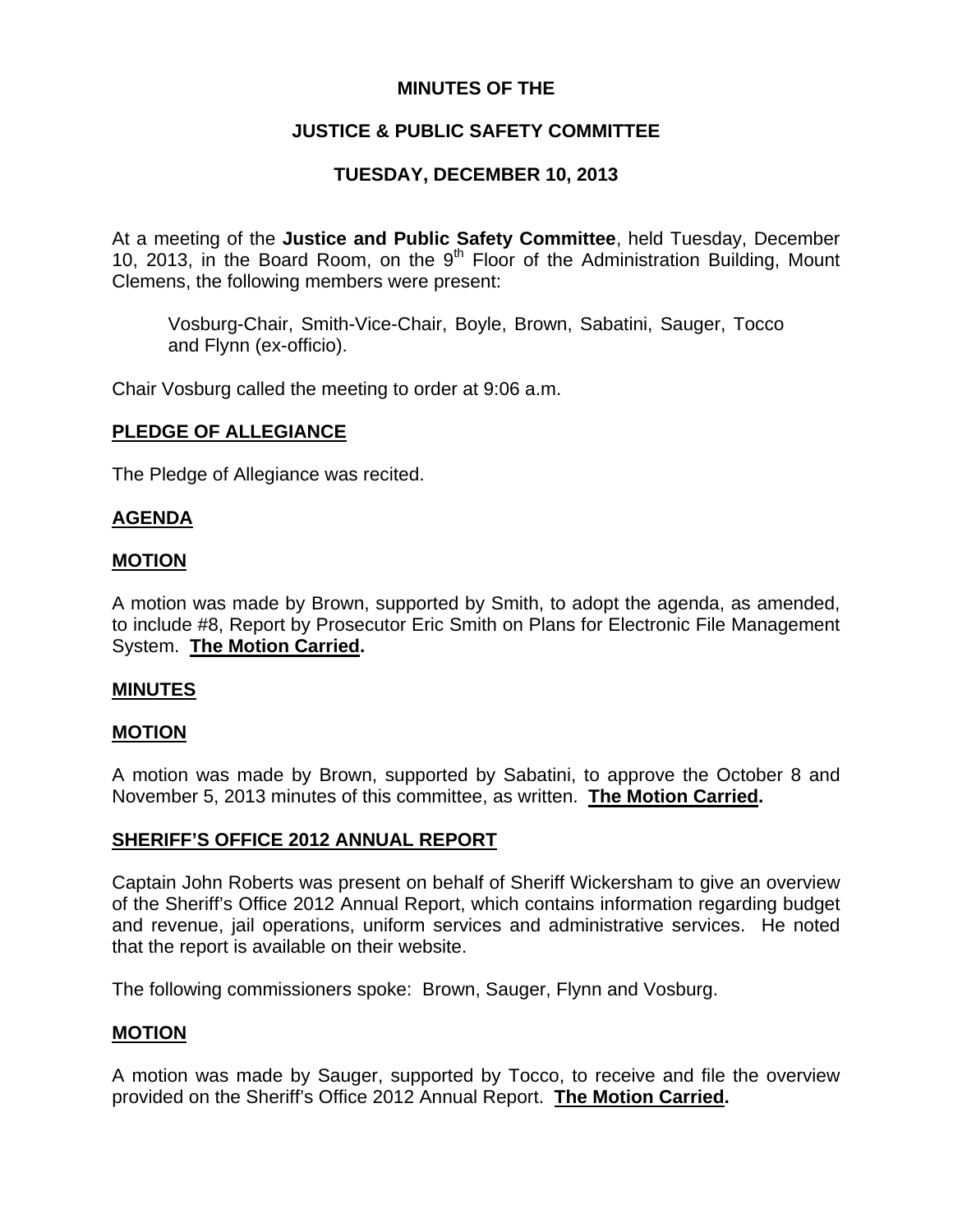**MINUTES OF THE**

**JUSTICE & PUBLIC SAFETY COMMITTEE**

**TUESDAY, DECEMBER 10, 2013**

At a meeting of the **Justice and Public Safety Committee**, held Tuesday, December 10, 2013, in the Board Room, on the 9th Floor of the Administration Building, Mount Clemens, the following members were present:

Vosburg-Chair, Smith-Vice-Chair, Boyle, Brown, Sabatini, Sauger, Tocco and Flynn (ex-officio).

Chair Vosburg called the meeting to order at 9:06 a.m.

**PLEDGE OF ALLEGIANCE**

The Pledge of Allegiance was recited.

**AGENDA**

**MOTION**

A motion was made by Brown, supported by Smith, to adopt the agenda, as amended, to include #8, Report by Prosecutor Eric Smith on Plans for Electronic File Management System. **The Motion Carried.**

**MINUTES**

**MOTION**

A motion was made by Brown, supported by Sabatini, to approve the October 8 and November 5, 2013 minutes of this committee, as written. **The Motion Carried.**

**SHERIFF'S OFFICE 2012 ANNUAL REPORT**

Captain John Roberts was present on behalf of Sheriff Wickersham to give an overview of the Sheriff's Office 2012 Annual Report, which contains information regarding budget and revenue, jail operations, uniform services and administrative services. He noted that the report is available on their website.

The following commissioners spoke: Brown, Sauger, Flynn and Vosburg.

**MOTION**

A motion was made by Sauger, supported by Tocco, to receive and file the overview provided on the Sheriff's Office 2012 Annual Report. **The Motion Carried.**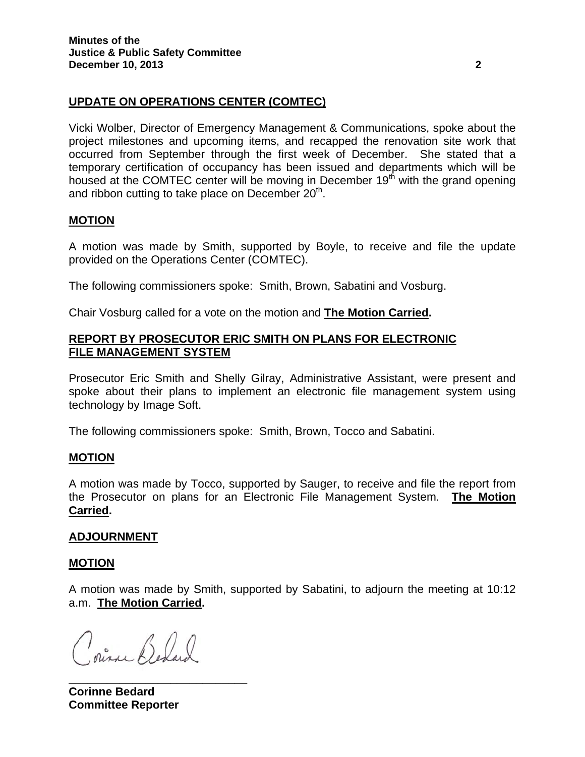## UPDATE ON OPERATIONS CENTER (COMTEC)

Vicki Wolber, Director of Emergency Management & Communications, spoke about the project milestones and upcoming items, and recapped the renovation site work that occurred from September through the first week of December. She stated that a temporary certification of occupancy has been issued and departments which will be housed at the COMTEC center will be moving in December 19th with the grand opening and ribbon cutting to take place on December 20th.

## MOTION

A motion was made by Smith, supported by Boyle, to receive and file the update provided on the Operations Center (COMTEC).

The following commissioners spoke: Smith, Brown, Sabatini and Vosburg.

Chair Vosburg called for a vote on the motion and **The Motion Carried.**

## REPORT BY PROSECUTOR ERIC SMITH ON PLANS FOR ELECTRONIC FILE MANAGEMENT SYSTEM

Prosecutor Eric Smith and Shelly Gilray, Administrative Assistant, were present and spoke about their plans to implement an electronic file management system using technology by Image Soft.

The following commissioners spoke: Smith, Brown, Tocco and Sabatini.

## MOTION

A motion was made by Tocco, supported by Sauger, to receive and file the report from the Prosecutor on plans for an Electronic File Management System. **The Motion Carried.**

## ADJOURNMENT

## MOTION

A motion was made by Smith, supported by Sabatini, to adjourn the meeting at 10:12 a.m. **The Motion Carried.**

\_\_\_\_\_\_\_\_\_\_\_\_\_\_\_\_\_\_\_\_\_\_\_\_\_\_\_\_

**Corinne Bedard**
**Committee Reporter**